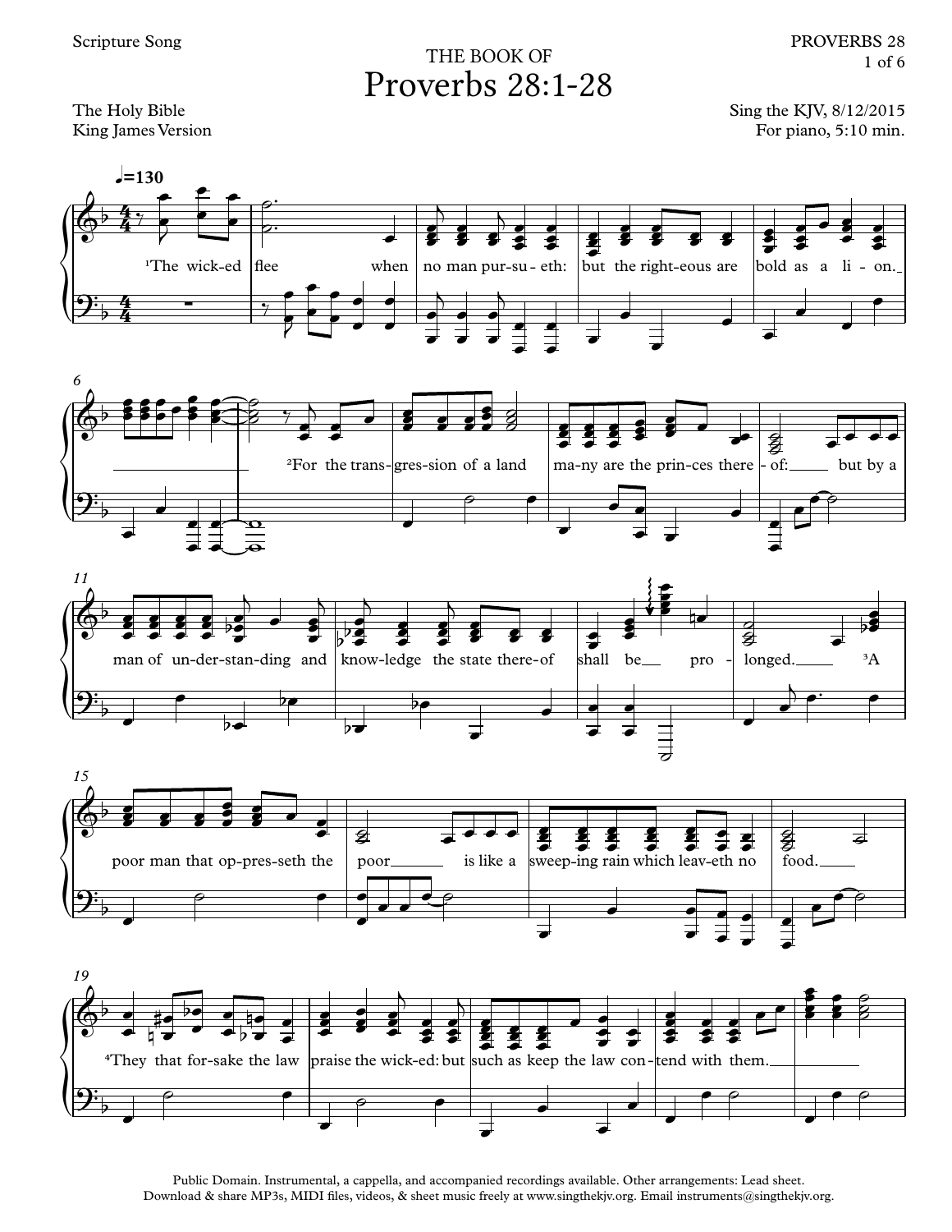Scripture Song

THE BOOK OF

# Proverbs 28:1-28

The Holy Bible
King James Version

Sing the KJV, 8/12/2015
For piano, 5:10 min.

♩=130

[1]The wick-ed flee when no man pur-su-eth: but the right-eous are bold as a li-on.

[2]For the trans-gres-sion of a land ma-ny are the prin-ces there-of: but by a man of un-der-stan-ding and know-ledge the state there-of shall be pro-longed.

[3]A poor man that op-pres-seth the poor is like a sweep-ing rain which leav-eth no food.

[4]They that for-sake the law praise the wick-ed: but such as keep the law con-tend with them.

Public Domain. Instrumental, a cappella, and accompanied recordings available. Other arrangements: Lead sheet.
Download & share MP3s, MIDI files, videos, & sheet music freely at www.singthekjv.org. Email instruments@singthekjv.org.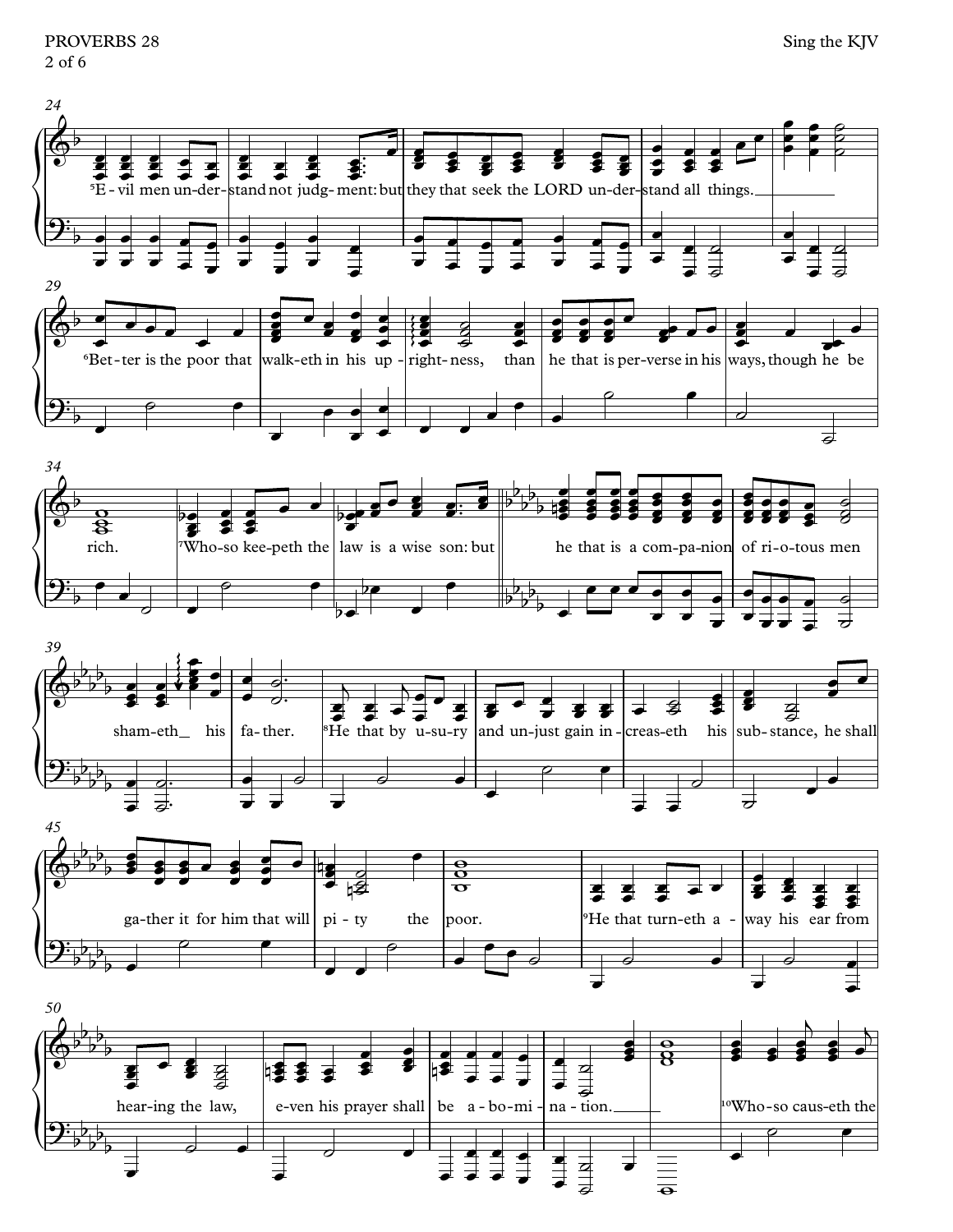[5]Evil men understand not judgment: but they that seek the LORD understand all things.

[6]Better is the poor that walketh in his uprightness, than he that is perverse in his ways, though he be rich.

[7]Whoso keepeth the law is a wise son: but he that is a companion of riotous men shameth his father.

[8]He that by usury and unjust gain increaseth his substance, he shall gather it for him that will pity the poor.

[9]He that turneth away his ear from hearing the law, even his prayer shall be abomination.

[10]Whoso causeth the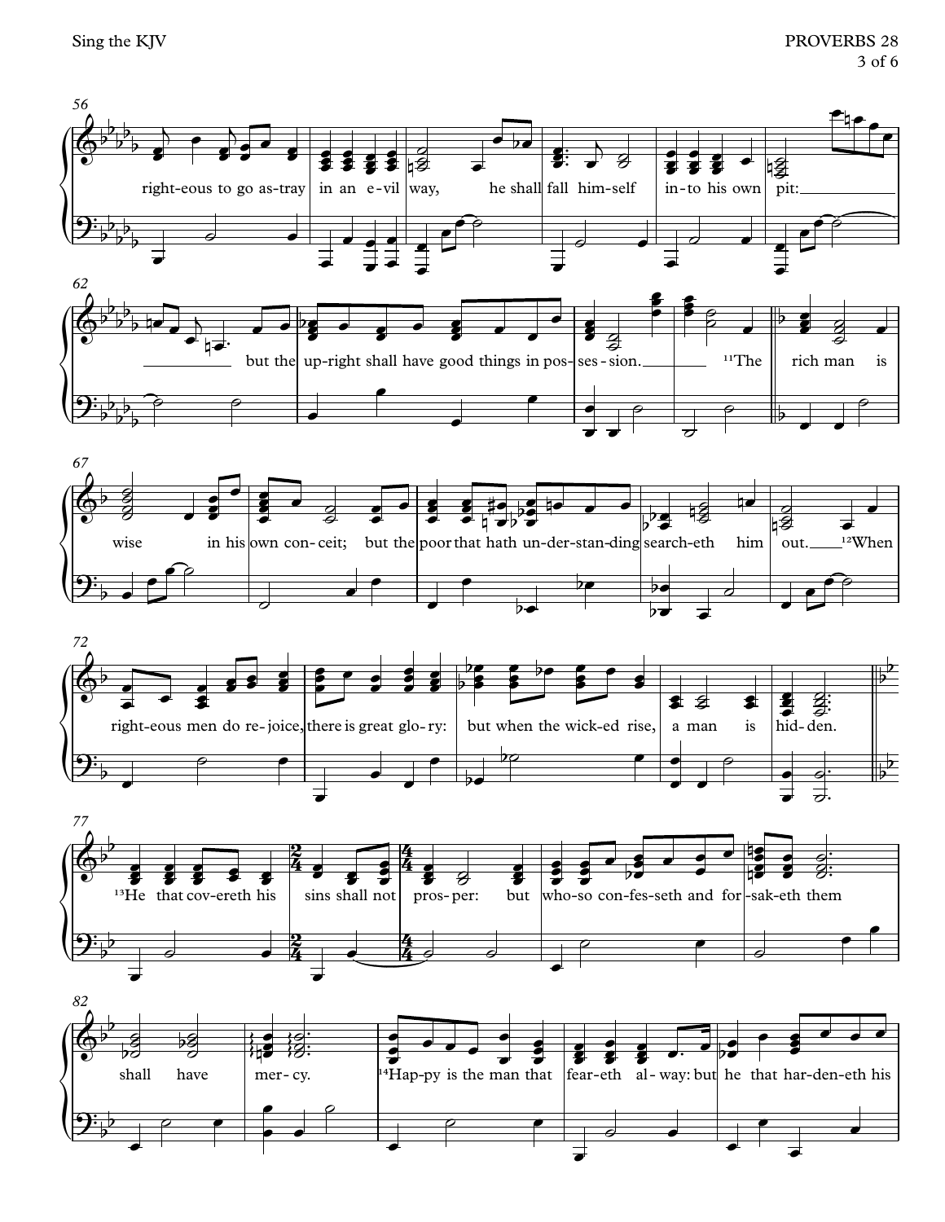56

right-eous to go as-tray in an e-vil way, he shall fall him-self in-to his own pit:

62

but the up-right shall have good things in pos-ses-sion. [11]The rich man is

67

wise in his own con-ceit; but the poor that hath un-der-stan-ding search-eth him out. [12]When

72

right-eous men do re-joice, there is great glo-ry: but when the wick-ed rise, a man is hid-den.

77

[13]He that cov-ereth his sins shall not pros-per: but who-so con-fes-seth and for-sak-eth them

82

shall have mer-cy. [14]Hap-py is the man that fear-eth al-way: but he that har-den-eth his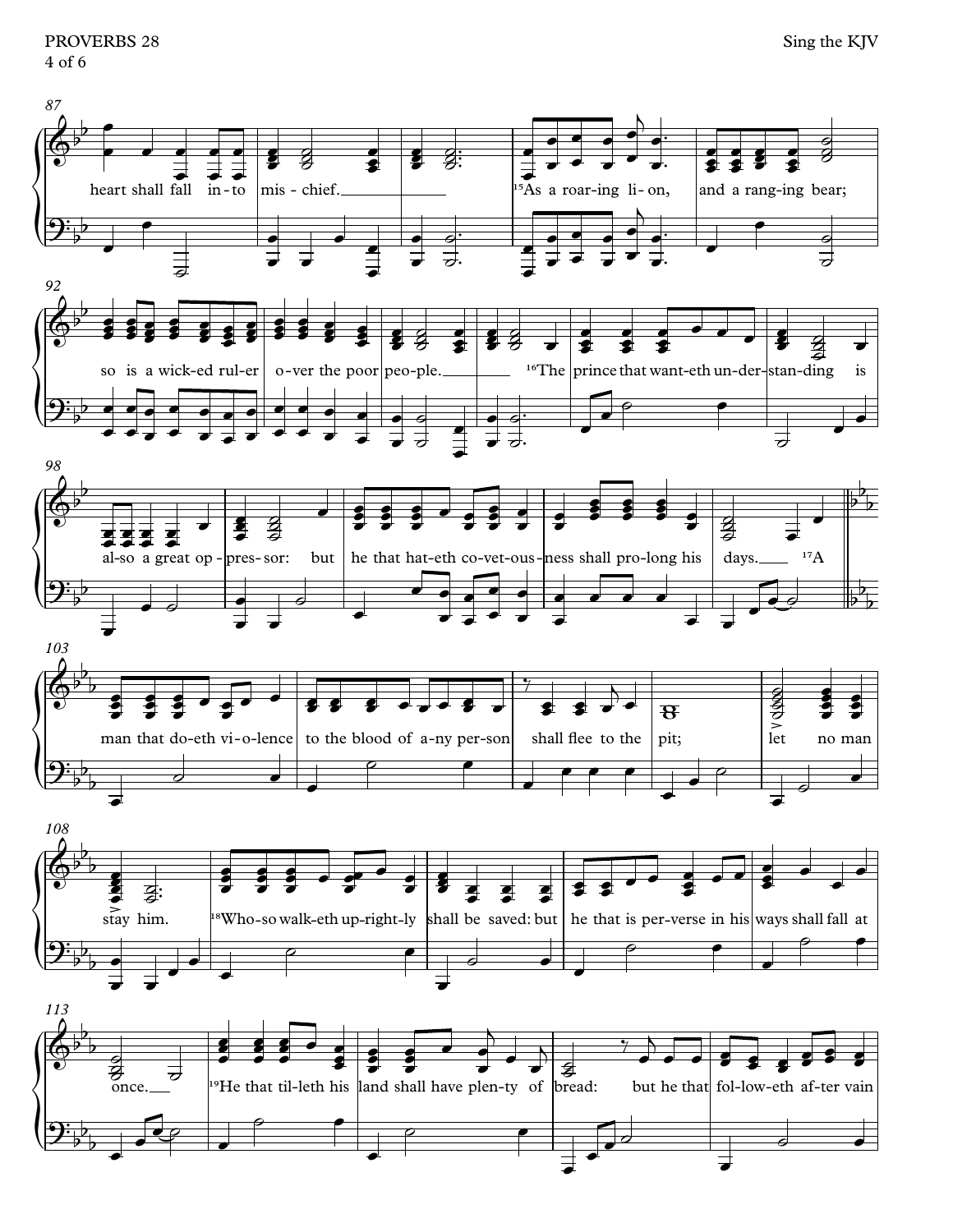87
heart shall fall in-to mis - chief. [15]As a roar-ing li-on, and a rang-ing bear;

92
so is a wick-ed rul-er o-ver the poor peo-ple. [16]The prince that want-eth un-der-stan-ding is

98
al-so a great op - pres-sor: but he that hat-eth co-vet-ous-ness shall pro-long his days. [17]A

103
man that do-eth vi-o-lence to the blood of a-ny per-son shall flee to the pit; let no man

108
stay him. [18]Who-so walk-eth up-right-ly shall be saved: but he that is per-verse in his ways shall fall at

113
once. [19]He that til-leth his land shall have plen-ty of bread: but he that fol-low-eth af-ter vain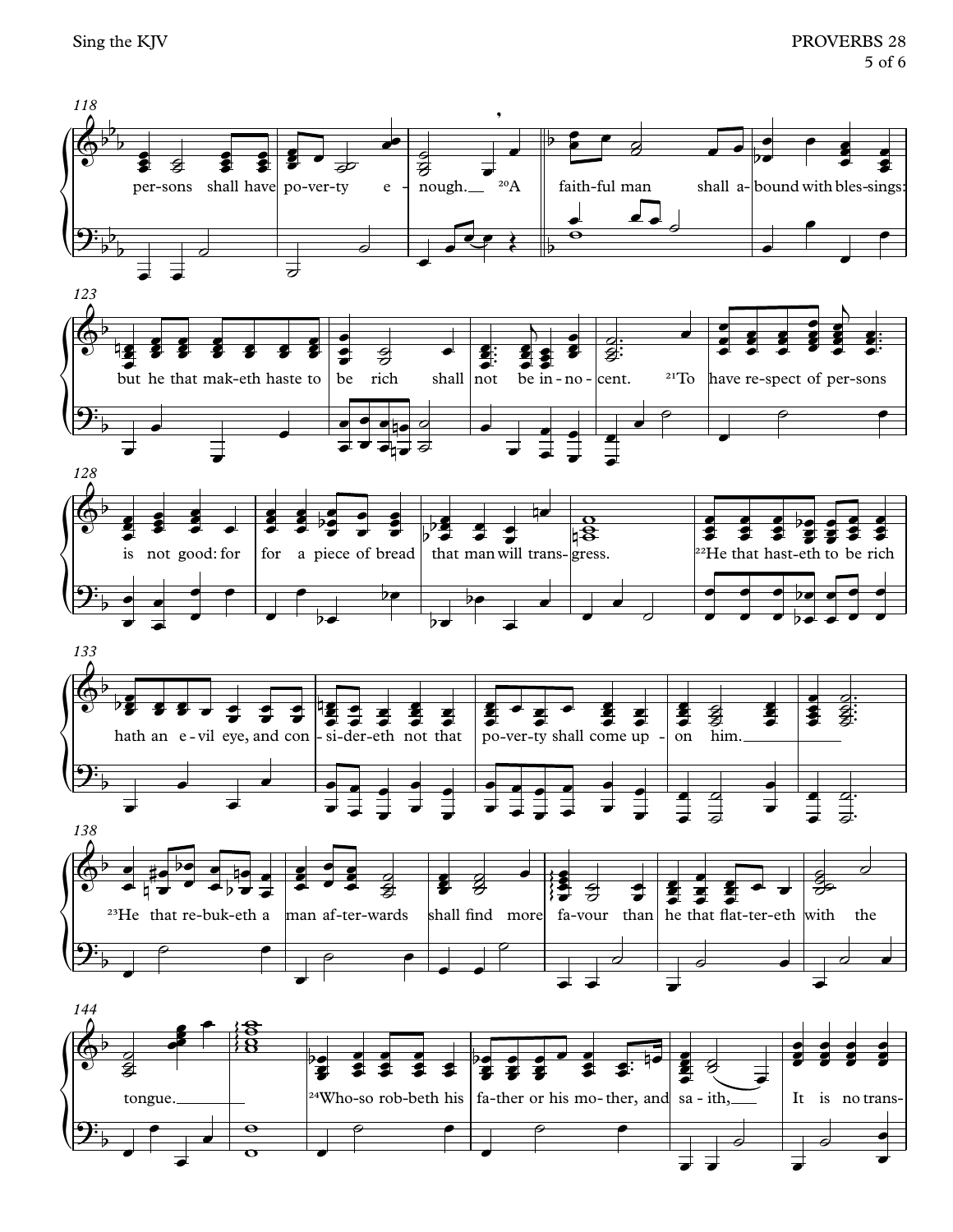118

per-sons shall have po-ver-ty e - nough. [20]A faith-ful man shall a- bound with bles-sings:

123

but he that mak-eth haste to be rich shall not be in - no - cent. [21]To have re-spect of per-sons

128

is not good: for for a piece of bread that man will trans- gress. [22]He that hast-eth to be rich

133

hath an e - vil eye, and con - si-der-eth not that po-ver-ty shall come up - on him.

138

[23]He that re-buk-eth a man af-ter-wards shall find more fa-vour than he that flat-ter-eth with the

144

tongue. [24]Who-so rob-beth his fa-ther or his mo-ther, and sa - ith, It is no trans-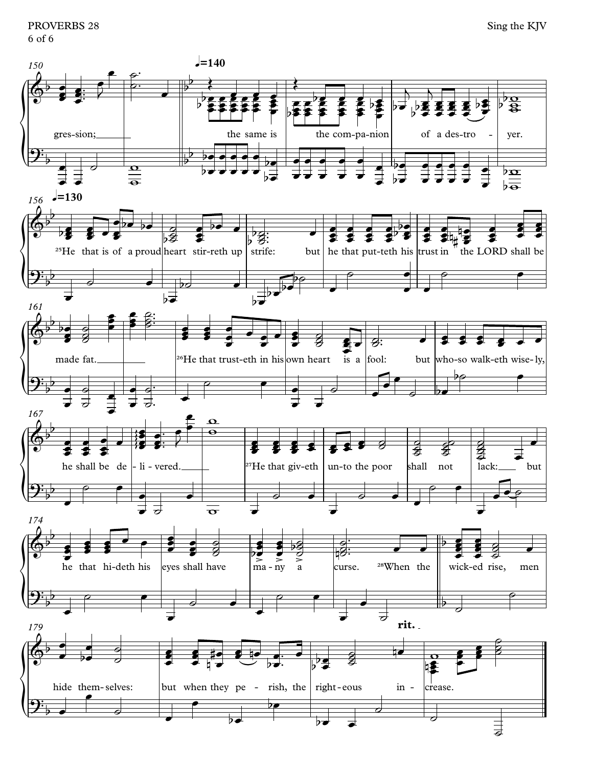150

gres-sion; ♩=140 the same is the com-pan-ion of a des-tro - yer.

156 ♩=130

[25]He that is of a proud heart stir-reth up strife: but he that put-teth his trust in the LORD shall be

161

made fat. [26]He that trust-eth in his own heart is a fool: but who-so walk-eth wise-ly,

167

he shall be de - li - vered. [27]He that giv-eth un-to the poor shall not lack: but

174

he that hi-deth his eyes shall have ma - ny a curse. [28]When the wick-ed rise, men

179

hide them-selves: but when they pe - rish, the right-eous in - crease.

rit.